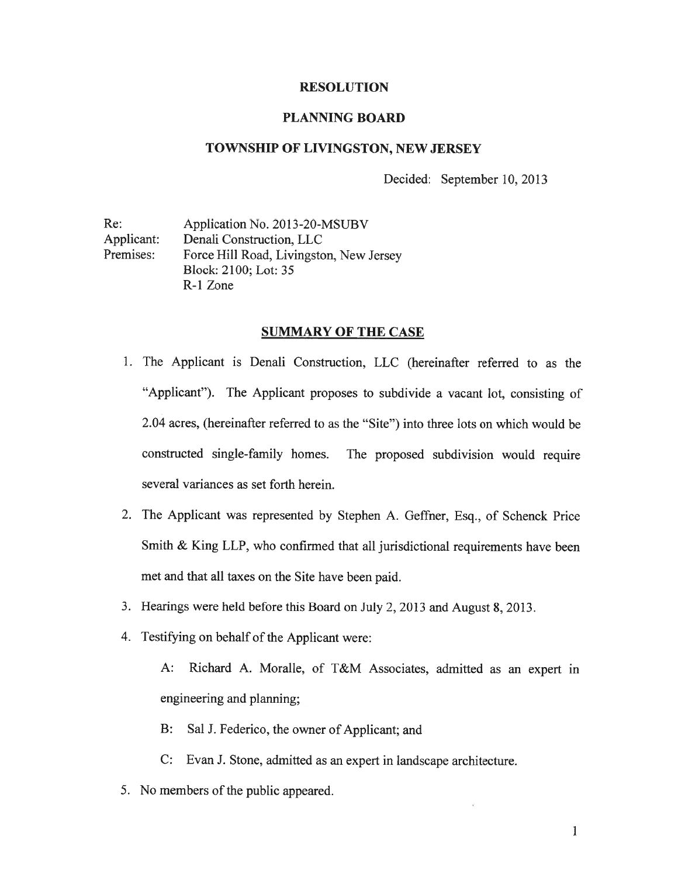# RESOLUTION

## PLANNING BOARD

## TOWNSHIP OF LIVINGSTON, NEW JERSEY

Decided: September 10, 2013

Re: Application No. 2013-20-MSUBV
Applicant: Denali Construction, LLC
Premises: Force Hill Road, Livingston, New Jersey
Block: 2100; Lot: 35
R-1 Zone

## SUMMARY OF THE CASE

1. The Applicant is Denali Construction, LLC (hereinafter referred to as the "Applicant"). The Applicant proposes to subdivide a vacant lot, consisting of 2.04 acres, (hereinafter referred to as the "Site") into three lots on which would be constructed single-family homes. The proposed subdivision would require several variances as set forth herein.
2. The Applicant was represented by Stephen A. Geffner, Esq., of Schenck Price Smith & King LLP, who confirmed that all jurisdictional requirements have been met and that all taxes on the Site have been paid.
3. Hearings were held before this Board on July 2, 2013 and August 8, 2013.
4. Testifying on behalf of the Applicant were:

   A: Richard A. Moralle, of T&M Associates, admitted as an expert in engineering and planning;

   B: Sal J. Federico, the owner of Applicant; and

   C: Evan J. Stone, admitted as an expert in landscape architecture.
5. No members of the public appeared.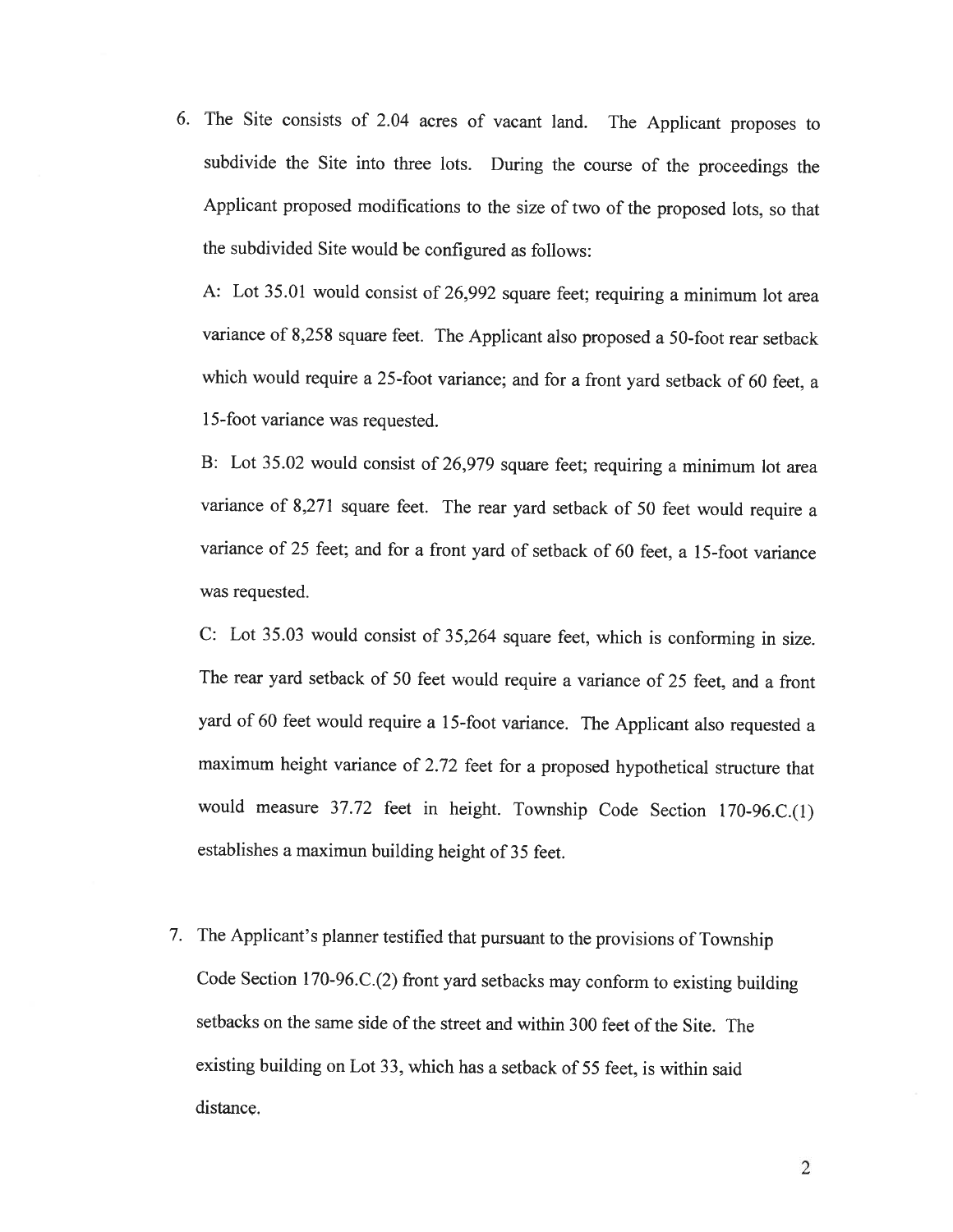6. The Site consists of 2.04 acres of vacant land. The Applicant proposes to subdivide the Site into three lots. During the course of the proceedings the Applicant proposed modifications to the size of two of the proposed lots, so that the subdivided Site would be configured as follows:

   A: Lot 35.01 would consist of 26,992 square feet; requiring a minimum lot area variance of 8,258 square feet. The Applicant also proposed a 50-foot rear setback which would require a 25-foot variance; and for a front yard setback of 60 feet, a 15-foot variance was requested.

   B: Lot 35.02 would consist of 26,979 square feet; requiring a minimum lot area variance of 8,271 square feet. The rear yard setback of 50 feet would require a variance of 25 feet; and for a front yard of setback of 60 feet, a 15-foot variance was requested.

   C: Lot 35.03 would consist of 35,264 square feet, which is conforming in size. The rear yard setback of 50 feet would require a variance of 25 feet, and a front yard of 60 feet would require a 15-foot variance. The Applicant also requested a maximum height variance of 2.72 feet for a proposed hypothetical structure that would measure 37.72 feet in height. Township Code Section 170-96.C.(1) establishes a maximun building height of 35 feet.

7. The Applicant's planner testified that pursuant to the provisions of Township Code Section 170-96.C.(2) front yard setbacks may conform to existing building setbacks on the same side of the street and within 300 feet of the Site. The existing building on Lot 33, which has a setback of 55 feet, is within said distance.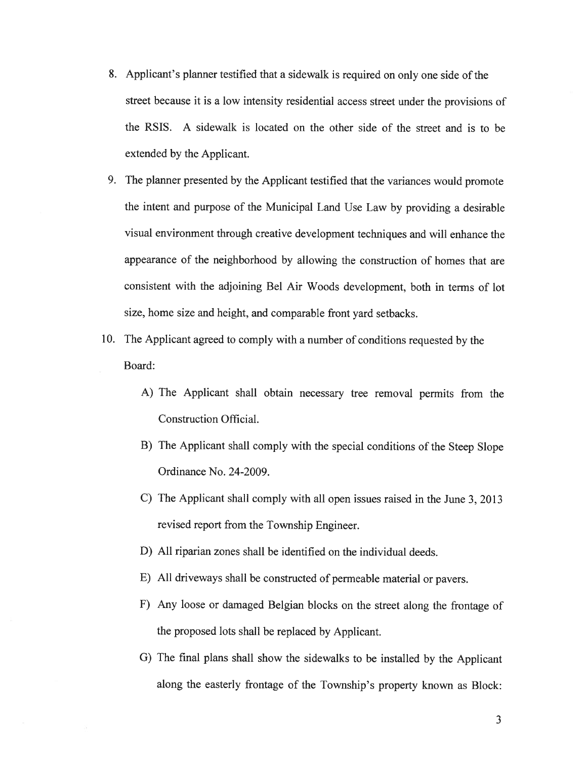8. Applicant's planner testified that a sidewalk is required on only one side of the street because it is a low intensity residential access street under the provisions of the RSIS. A sidewalk is located on the other side of the street and is to be extended by the Applicant.

9. The planner presented by the Applicant testified that the variances would promote the intent and purpose of the Municipal Land Use Law by providing a desirable visual environment through creative development techniques and will enhance the appearance of the neighborhood by allowing the construction of homes that are consistent with the adjoining Bel Air Woods development, both in terms of lot size, home size and height, and comparable front yard setbacks.

10. The Applicant agreed to comply with a number of conditions requested by the Board:

    A) The Applicant shall obtain necessary tree removal permits from the Construction Official.

    B) The Applicant shall comply with the special conditions of the Steep Slope Ordinance No. 24-2009.

    C) The Applicant shall comply with all open issues raised in the June 3, 2013 revised report from the Township Engineer.

    D) All riparian zones shall be identified on the individual deeds.

    E) All driveways shall be constructed of permeable material or pavers.

    F) Any loose or damaged Belgian blocks on the street along the frontage of the proposed lots shall be replaced by Applicant.

    G) The final plans shall show the sidewalks to be installed by the Applicant along the easterly frontage of the Township's property known as Block: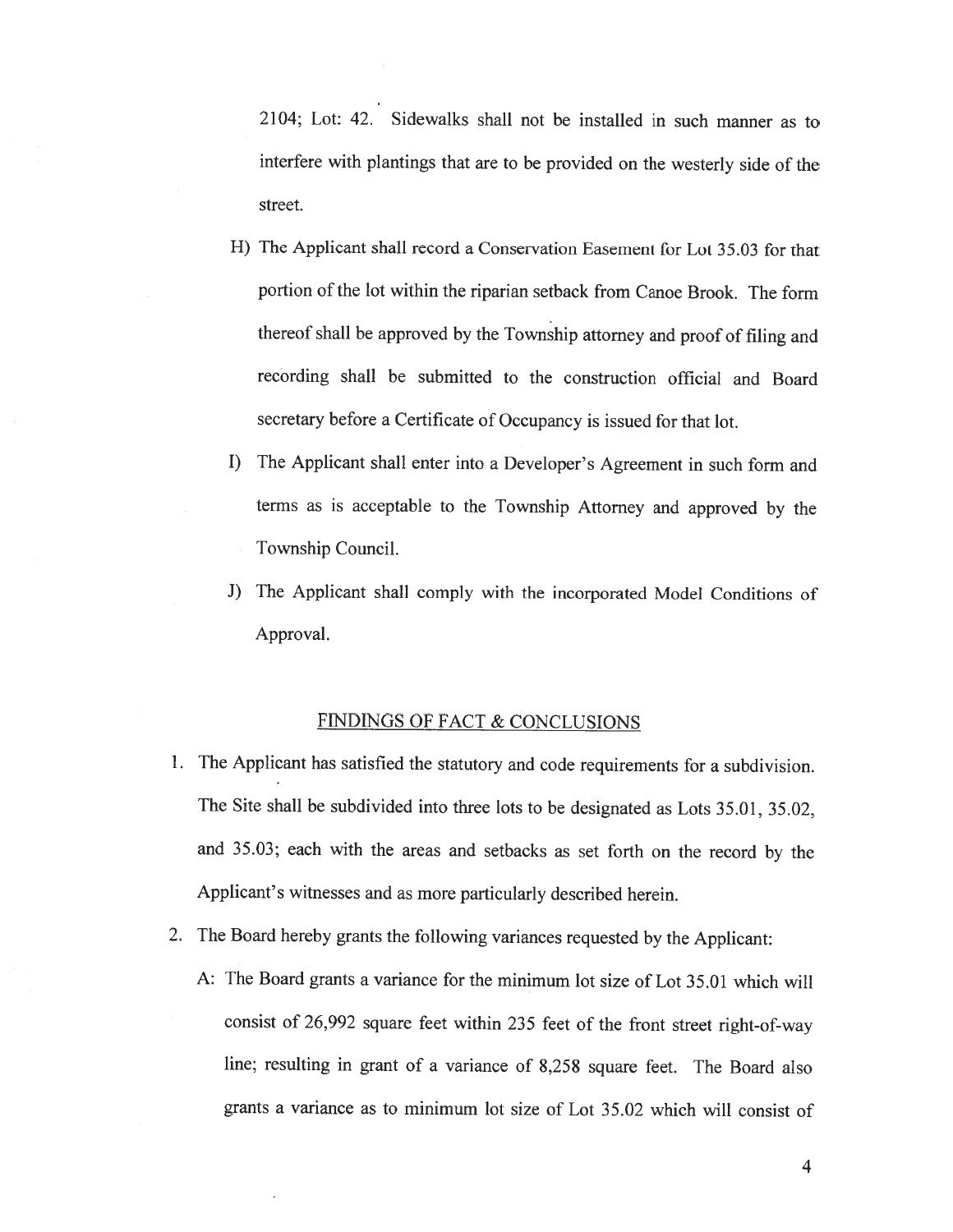2104; Lot: 42. Sidewalks shall not be installed in such manner as to interfere with plantings that are to be provided on the westerly side of the street.

H) The Applicant shall record a Conservation Easement for Lot 35.03 for that portion of the lot within the riparian setback from Canoe Brook. The form thereof shall be approved by the Township attorney and proof of filing and recording shall be submitted to the construction official and Board secretary before a Certificate of Occupancy is issued for that lot.

I) The Applicant shall enter into a Developer's Agreement in such form and terms as is acceptable to the Township Attorney and approved by the Township Council.

J) The Applicant shall comply with the incorporated Model Conditions of Approval.

## FINDINGS OF FACT & CONCLUSIONS

1. The Applicant has satisfied the statutory and code requirements for a subdivision. The Site shall be subdivided into three lots to be designated as Lots 35.01, 35.02, and 35.03; each with the areas and setbacks as set forth on the record by the Applicant's witnesses and as more particularly described herein.

2. The Board hereby grants the following variances requested by the Applicant:

   A: The Board grants a variance for the minimum lot size of Lot 35.01 which will consist of 26,992 square feet within 235 feet of the front street right-of-way line; resulting in grant of a variance of 8,258 square feet. The Board also grants a variance as to minimum lot size of Lot 35.02 which will consist of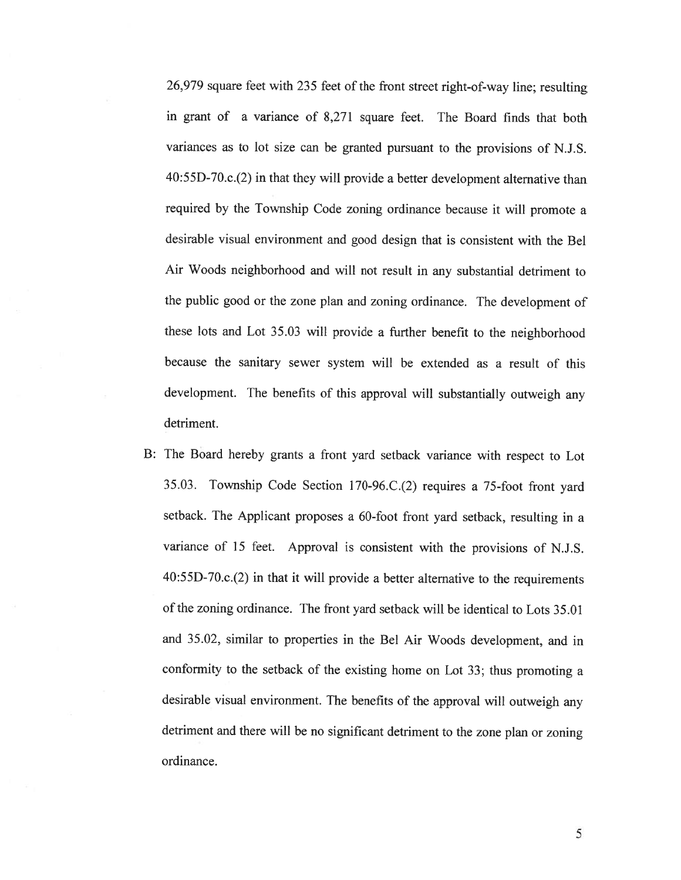26,979 square feet with 235 feet of the front street right-of-way line; resulting in grant of a variance of 8,271 square feet. The Board finds that both variances as to lot size can be granted pursuant to the provisions of N.J.S. 40:55D-70.c.(2) in that they will provide a better development alternative than required by the Township Code zoning ordinance because it will promote a desirable visual environment and good design that is consistent with the Bel Air Woods neighborhood and will not result in any substantial detriment to the public good or the zone plan and zoning ordinance. The development of these lots and Lot 35.03 will provide a further benefit to the neighborhood because the sanitary sewer system will be extended as a result of this development. The benefits of this approval will substantially outweigh any detriment.

B: The Board hereby grants a front yard setback variance with respect to Lot 35.03. Township Code Section 170-96.C.(2) requires a 75-foot front yard setback. The Applicant proposes a 60-foot front yard setback, resulting in a variance of 15 feet. Approval is consistent with the provisions of N.J.S. 40:55D-70.c.(2) in that it will provide a better alternative to the requirements of the zoning ordinance. The front yard setback will be identical to Lots 35.01 and 35.02, similar to properties in the Bel Air Woods development, and in conformity to the setback of the existing home on Lot 33; thus promoting a desirable visual environment. The benefits of the approval will outweigh any detriment and there will be no significant detriment to the zone plan or zoning ordinance.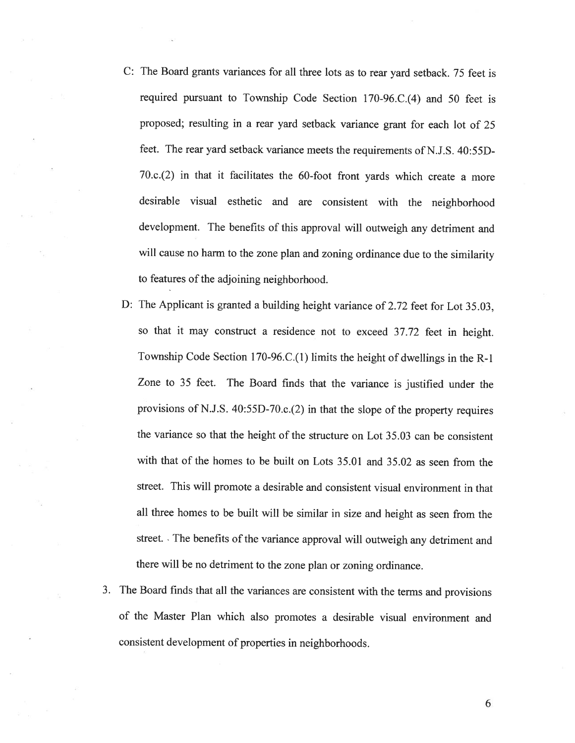C: The Board grants variances for all three lots as to rear yard setback. 75 feet is required pursuant to Township Code Section 170-96.C.(4) and 50 feet is proposed; resulting in a rear yard setback variance grant for each lot of 25 feet. The rear yard setback variance meets the requirements of N.J.S. 40:55D-70.c.(2) in that it facilitates the 60-foot front yards which create a more desirable visual esthetic and are consistent with the neighborhood development. The benefits of this approval will outweigh any detriment and will cause no harm to the zone plan and zoning ordinance due to the similarity to features of the adjoining neighborhood.

D: The Applicant is granted a building height variance of 2.72 feet for Lot 35.03, so that it may construct a residence not to exceed 37.72 feet in height. Township Code Section 170-96.C.(1) limits the height of dwellings in the R-1 Zone to 35 feet. The Board finds that the variance is justified under the provisions of N.J.S. 40:55D-70.c.(2) in that the slope of the property requires the variance so that the height of the structure on Lot 35.03 can be consistent with that of the homes to be built on Lots 35.01 and 35.02 as seen from the street. This will promote a desirable and consistent visual environment in that all three homes to be built will be similar in size and height as seen from the street. The benefits of the variance approval will outweigh any detriment and there will be no detriment to the zone plan or zoning ordinance.

3. The Board finds that all the variances are consistent with the terms and provisions of the Master Plan which also promotes a desirable visual environment and consistent development of properties in neighborhoods.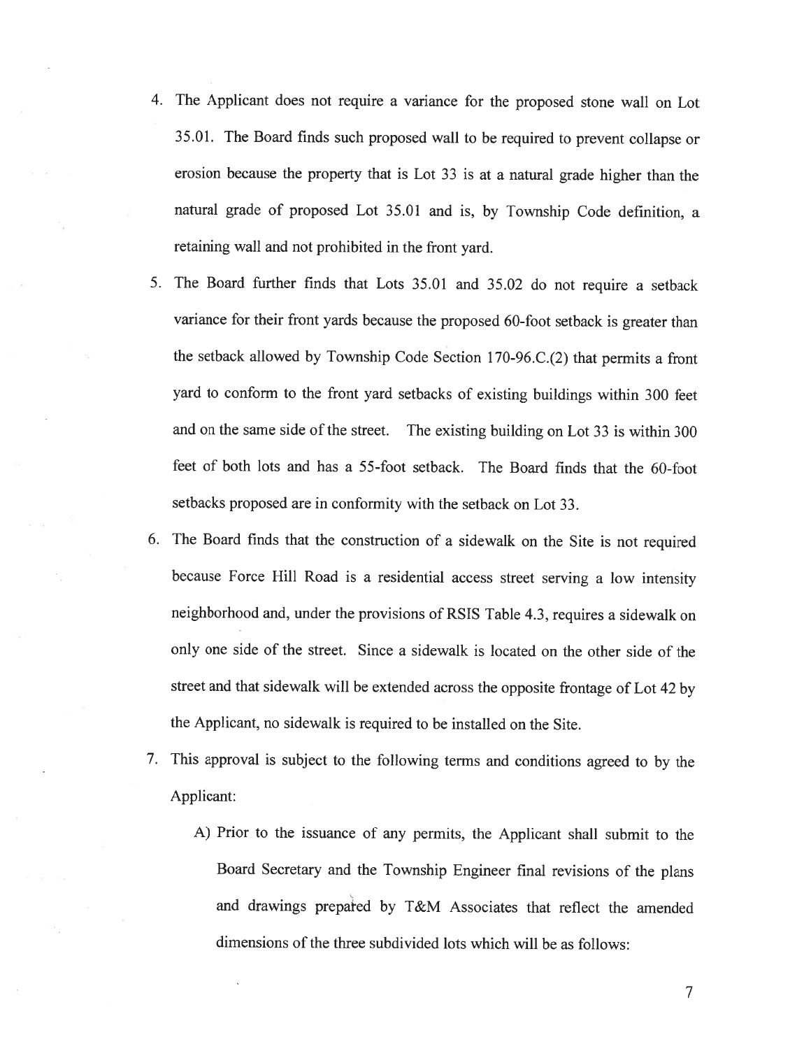4. The Applicant does not require a variance for the proposed stone wall on Lot 35.01. The Board finds such proposed wall to be required to prevent collapse or erosion because the property that is Lot 33 is at a natural grade higher than the natural grade of proposed Lot 35.01 and is, by Township Code definition, a retaining wall and not prohibited in the front yard.

5. The Board further finds that Lots 35.01 and 35.02 do not require a setback variance for their front yards because the proposed 60-foot setback is greater than the setback allowed by Township Code Section 170-96.C.(2) that permits a front yard to conform to the front yard setbacks of existing buildings within 300 feet and on the same side of the street. The existing building on Lot 33 is within 300 feet of both lots and has a 55-foot setback. The Board finds that the 60-foot setbacks proposed are in conformity with the setback on Lot 33.

6. The Board finds that the construction of a sidewalk on the Site is not required because Force Hill Road is a residential access street serving a low intensity neighborhood and, under the provisions of RSIS Table 4.3, requires a sidewalk on only one side of the street. Since a sidewalk is located on the other side of the street and that sidewalk will be extended across the opposite frontage of Lot 42 by the Applicant, no sidewalk is required to be installed on the Site.

7. This approval is subject to the following terms and conditions agreed to by the Applicant:

   A) Prior to the issuance of any permits, the Applicant shall submit to the Board Secretary and the Township Engineer final revisions of the plans and drawings prepared by T&M Associates that reflect the amended dimensions of the three subdivided lots which will be as follows: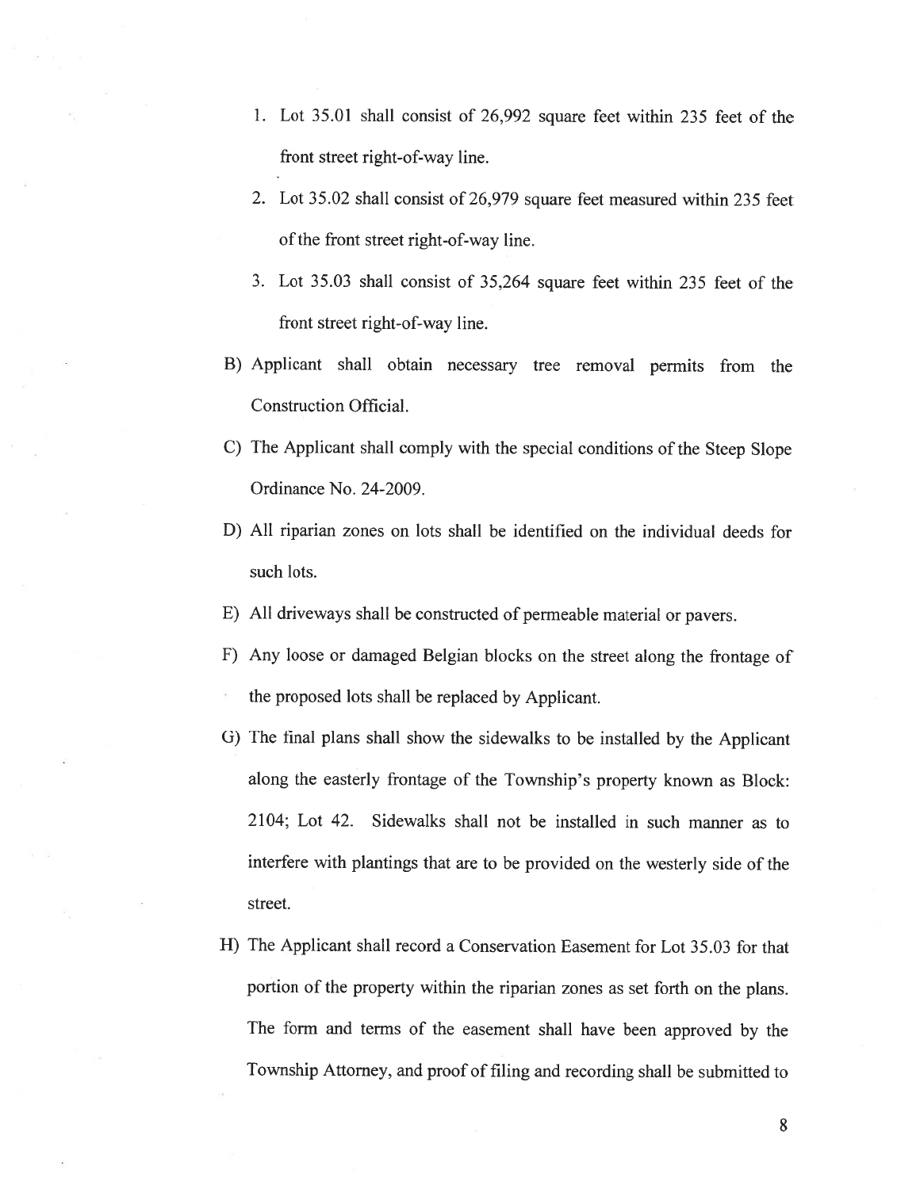1. Lot 35.01 shall consist of 26,992 square feet within 235 feet of the front street right-of-way line.
2. Lot 35.02 shall consist of 26,979 square feet measured within 235 feet of the front street right-of-way line.
3. Lot 35.03 shall consist of 35,264 square feet within 235 feet of the front street right-of-way line.

B) Applicant shall obtain necessary tree removal permits from the Construction Official.

C) The Applicant shall comply with the special conditions of the Steep Slope Ordinance No. 24-2009.

D) All riparian zones on lots shall be identified on the individual deeds for such lots.

E) All driveways shall be constructed of permeable material or pavers.

F) Any loose or damaged Belgian blocks on the street along the frontage of the proposed lots shall be replaced by Applicant.

G) The final plans shall show the sidewalks to be installed by the Applicant along the easterly frontage of the Township's property known as Block: 2104; Lot 42. Sidewalks shall not be installed in such manner as to interfere with plantings that are to be provided on the westerly side of the street.

H) The Applicant shall record a Conservation Easement for Lot 35.03 for that portion of the property within the riparian zones as set forth on the plans. The form and terms of the easement shall have been approved by the Township Attorney, and proof of filing and recording shall be submitted to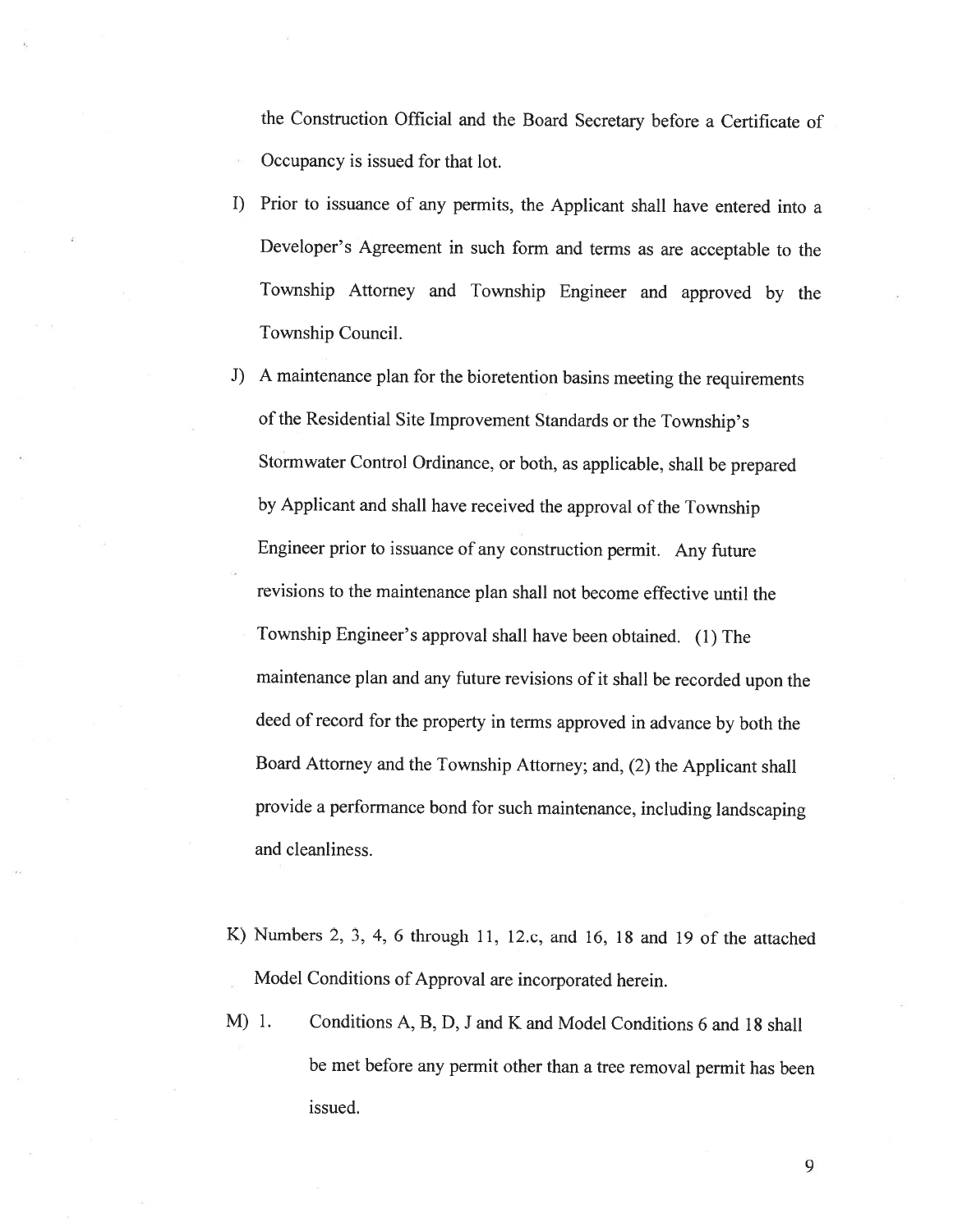the Construction Official and the Board Secretary before a Certificate of Occupancy is issued for that lot.

I) Prior to issuance of any permits, the Applicant shall have entered into a Developer's Agreement in such form and terms as are acceptable to the Township Attorney and Township Engineer and approved by the Township Council.

J) A maintenance plan for the bioretention basins meeting the requirements of the Residential Site Improvement Standards or the Township's Stormwater Control Ordinance, or both, as applicable, shall be prepared by Applicant and shall have received the approval of the Township Engineer prior to issuance of any construction permit. Any future revisions to the maintenance plan shall not become effective until the Township Engineer's approval shall have been obtained. (1) The maintenance plan and any future revisions of it shall be recorded upon the deed of record for the property in terms approved in advance by both the Board Attorney and the Township Attorney; and, (2) the Applicant shall provide a performance bond for such maintenance, including landscaping and cleanliness.

K) Numbers 2, 3, 4, 6 through 11, 12.c, and 16, 18 and 19 of the attached Model Conditions of Approval are incorporated herein.

M) 1. Conditions A, B, D, J and K and Model Conditions 6 and 18 shall be met before any permit other than a tree removal permit has been issued.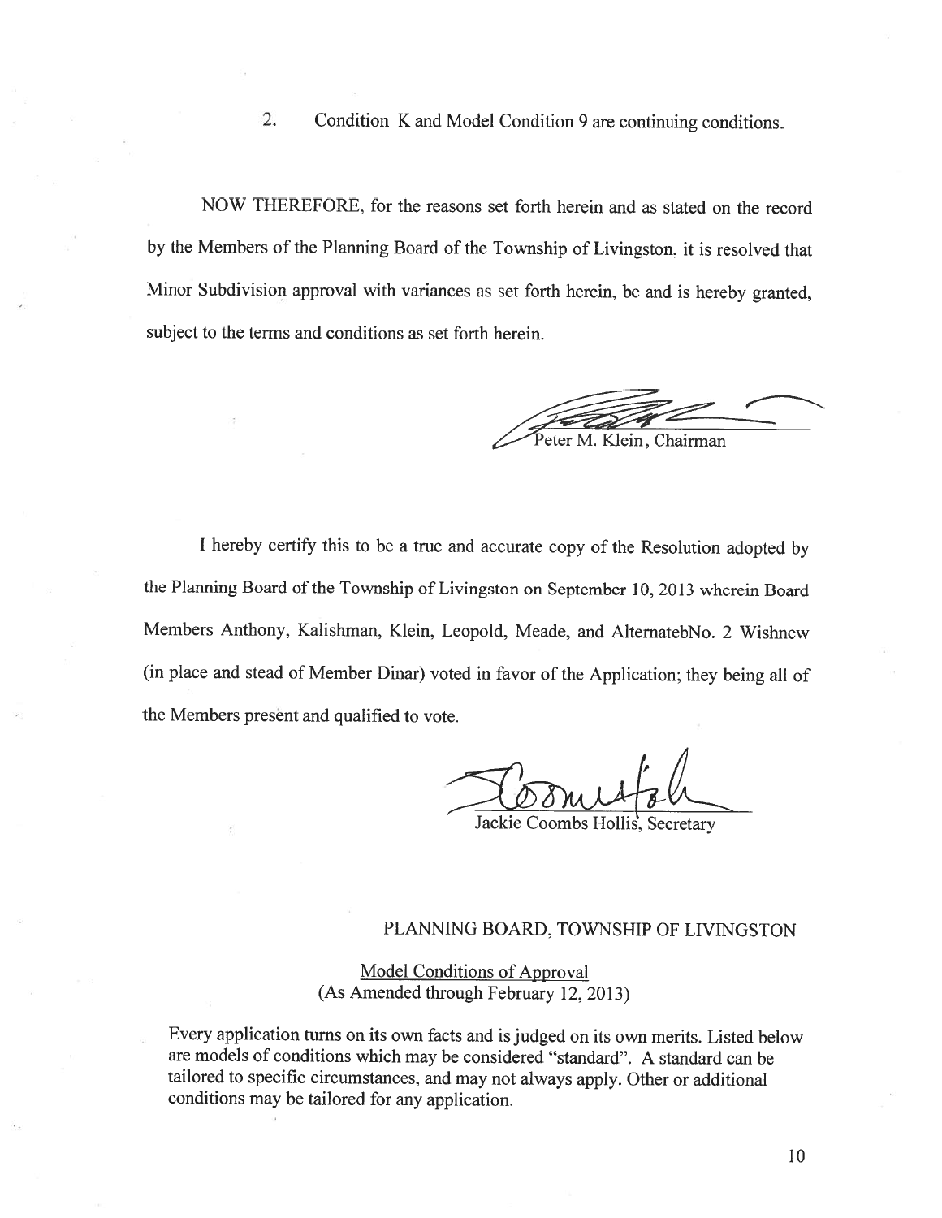2. Condition K and Model Condition 9 are continuing conditions.

NOW THEREFORE, for the reasons set forth herein and as stated on the record by the Members of the Planning Board of the Township of Livingston, it is resolved that Minor Subdivision approval with variances as set forth herein, be and is hereby granted, subject to the terms and conditions as set forth herein.

Peter M. Klein, Chairman

I hereby certify this to be a true and accurate copy of the Resolution adopted by the Planning Board of the Township of Livingston on September 10, 2013 wherein Board Members Anthony, Kalishman, Klein, Leopold, Meade, and AlternatebNo. 2 Wishnew (in place and stead of Member Dinar) voted in favor of the Application; they being all of the Members present and qualified to vote.

Jackie Coombs Hollis, Secretary

PLANNING BOARD, TOWNSHIP OF LIVINGSTON

Model Conditions of Approval
(As Amended through February 12, 2013)

Every application turns on its own facts and is judged on its own merits. Listed below are models of conditions which may be considered "standard". A standard can be tailored to specific circumstances, and may not always apply. Other or additional conditions may be tailored for any application.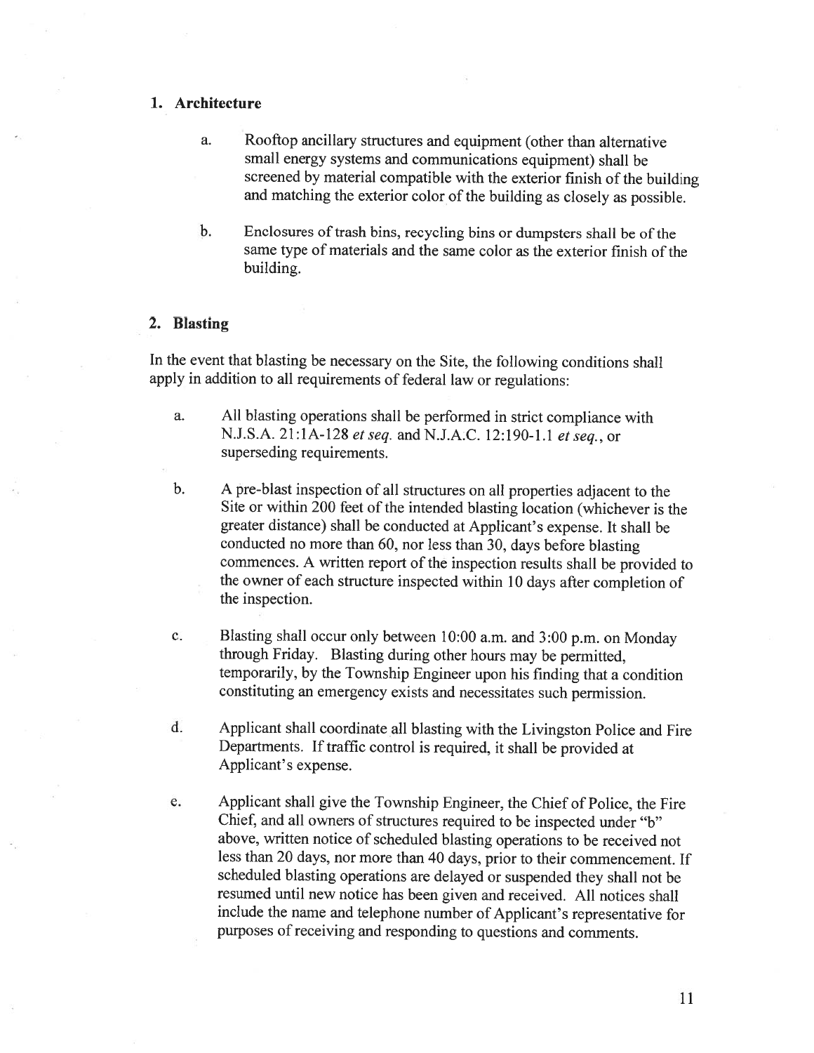## 1. Architecture

a. Rooftop ancillary structures and equipment (other than alternative small energy systems and communications equipment) shall be screened by material compatible with the exterior finish of the building and matching the exterior color of the building as closely as possible.

b. Enclosures of trash bins, recycling bins or dumpsters shall be of the same type of materials and the same color as the exterior finish of the building.

## 2. Blasting

In the event that blasting be necessary on the Site, the following conditions shall apply in addition to all requirements of federal law or regulations:

a. All blasting operations shall be performed in strict compliance with N.J.S.A. 21:1A-128 *et seq.* and N.J.A.C. 12:190-1.1 *et seq.*, or superseding requirements.

b. A pre-blast inspection of all structures on all properties adjacent to the Site or within 200 feet of the intended blasting location (whichever is the greater distance) shall be conducted at Applicant's expense. It shall be conducted no more than 60, nor less than 30, days before blasting commences. A written report of the inspection results shall be provided to the owner of each structure inspected within 10 days after completion of the inspection.

c. Blasting shall occur only between 10:00 a.m. and 3:00 p.m. on Monday through Friday. Blasting during other hours may be permitted, temporarily, by the Township Engineer upon his finding that a condition constituting an emergency exists and necessitates such permission.

d. Applicant shall coordinate all blasting with the Livingston Police and Fire Departments. If traffic control is required, it shall be provided at Applicant's expense.

e. Applicant shall give the Township Engineer, the Chief of Police, the Fire Chief, and all owners of structures required to be inspected under "b" above, written notice of scheduled blasting operations to be received not less than 20 days, nor more than 40 days, prior to their commencement. If scheduled blasting operations are delayed or suspended they shall not be resumed until new notice has been given and received. All notices shall include the name and telephone number of Applicant's representative for purposes of receiving and responding to questions and comments.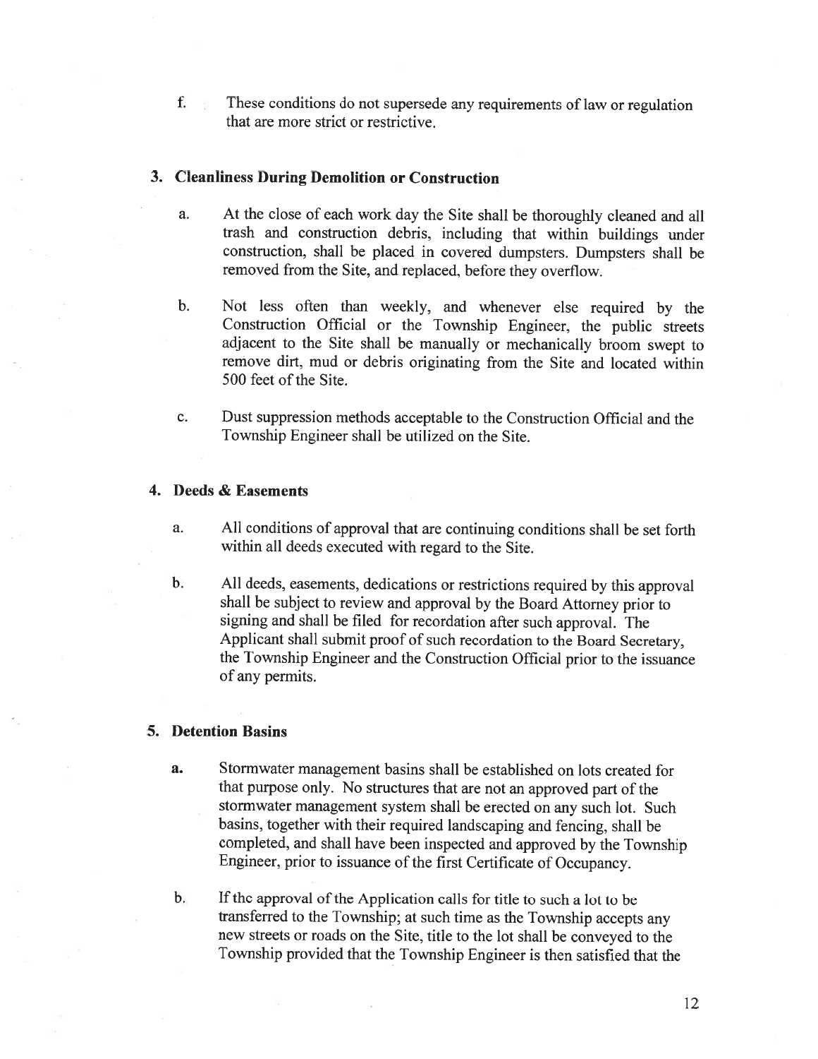f. These conditions do not supersede any requirements of law or regulation that are more strict or restrictive.

### 3. Cleanliness During Demolition or Construction

a. At the close of each work day the Site shall be thoroughly cleaned and all trash and construction debris, including that within buildings under construction, shall be placed in covered dumpsters. Dumpsters shall be removed from the Site, and replaced, before they overflow.

b. Not less often than weekly, and whenever else required by the Construction Official or the Township Engineer, the public streets adjacent to the Site shall be manually or mechanically broom swept to remove dirt, mud or debris originating from the Site and located within 500 feet of the Site.

c. Dust suppression methods acceptable to the Construction Official and the Township Engineer shall be utilized on the Site.

### 4. Deeds & Easements

a. All conditions of approval that are continuing conditions shall be set forth within all deeds executed with regard to the Site.

b. All deeds, easements, dedications or restrictions required by this approval shall be subject to review and approval by the Board Attorney prior to signing and shall be filed for recordation after such approval. The Applicant shall submit proof of such recordation to the Board Secretary, the Township Engineer and the Construction Official prior to the issuance of any permits.

### 5. Detention Basins

a. Stormwater management basins shall be established on lots created for that purpose only. No structures that are not an approved part of the stormwater management system shall be erected on any such lot. Such basins, together with their required landscaping and fencing, shall be completed, and shall have been inspected and approved by the Township Engineer, prior to issuance of the first Certificate of Occupancy.

b. If the approval of the Application calls for title to such a lot to be transferred to the Township; at such time as the Township accepts any new streets or roads on the Site, title to the lot shall be conveyed to the Township provided that the Township Engineer is then satisfied that the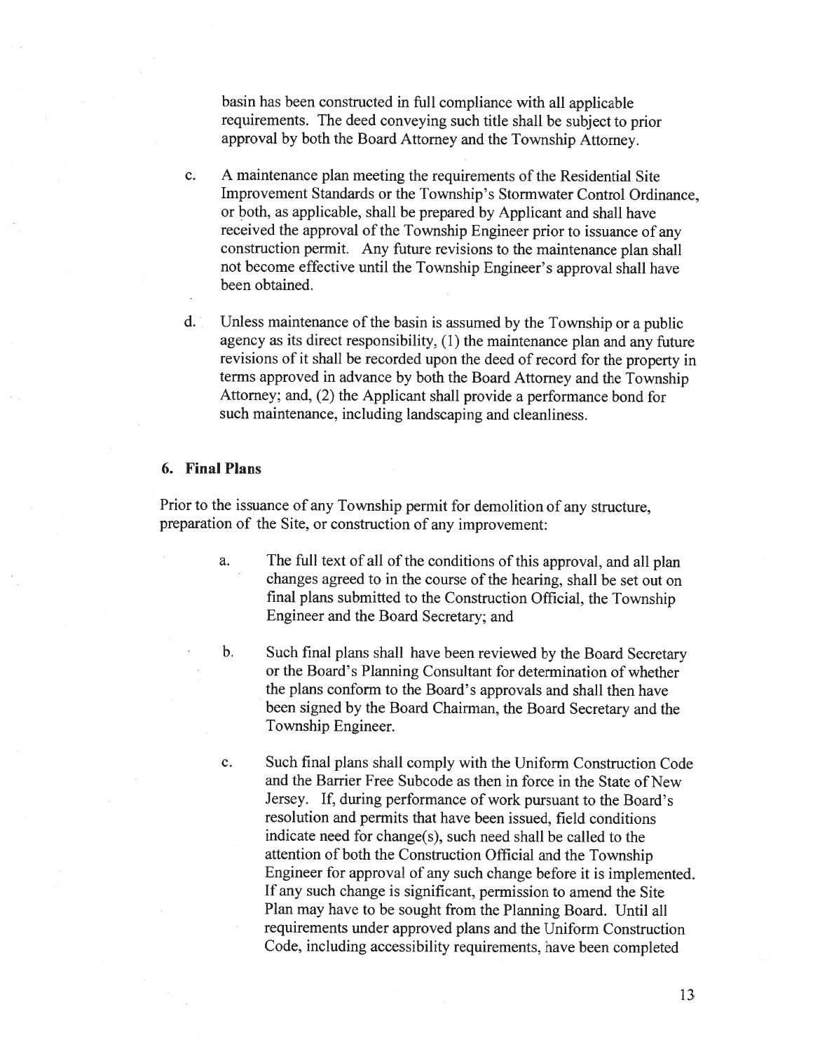basin has been constructed in full compliance with all applicable requirements. The deed conveying such title shall be subject to prior approval by both the Board Attorney and the Township Attorney.

c. A maintenance plan meeting the requirements of the Residential Site Improvement Standards or the Township's Stormwater Control Ordinance, or both, as applicable, shall be prepared by Applicant and shall have received the approval of the Township Engineer prior to issuance of any construction permit. Any future revisions to the maintenance plan shall not become effective until the Township Engineer's approval shall have been obtained.

d. Unless maintenance of the basin is assumed by the Township or a public agency as its direct responsibility, (1) the maintenance plan and any future revisions of it shall be recorded upon the deed of record for the property in terms approved in advance by both the Board Attorney and the Township Attorney; and, (2) the Applicant shall provide a performance bond for such maintenance, including landscaping and cleanliness.

### 6. Final Plans

Prior to the issuance of any Township permit for demolition of any structure, preparation of the Site, or construction of any improvement:

a. The full text of all of the conditions of this approval, and all plan changes agreed to in the course of the hearing, shall be set out on final plans submitted to the Construction Official, the Township Engineer and the Board Secretary; and

b. Such final plans shall have been reviewed by the Board Secretary or the Board's Planning Consultant for determination of whether the plans conform to the Board's approvals and shall then have been signed by the Board Chairman, the Board Secretary and the Township Engineer.

c. Such final plans shall comply with the Uniform Construction Code and the Barrier Free Subcode as then in force in the State of New Jersey. If, during performance of work pursuant to the Board's resolution and permits that have been issued, field conditions indicate need for change(s), such need shall be called to the attention of both the Construction Official and the Township Engineer for approval of any such change before it is implemented. If any such change is significant, permission to amend the Site Plan may have to be sought from the Planning Board. Until all requirements under approved plans and the Uniform Construction Code, including accessibility requirements, have been completed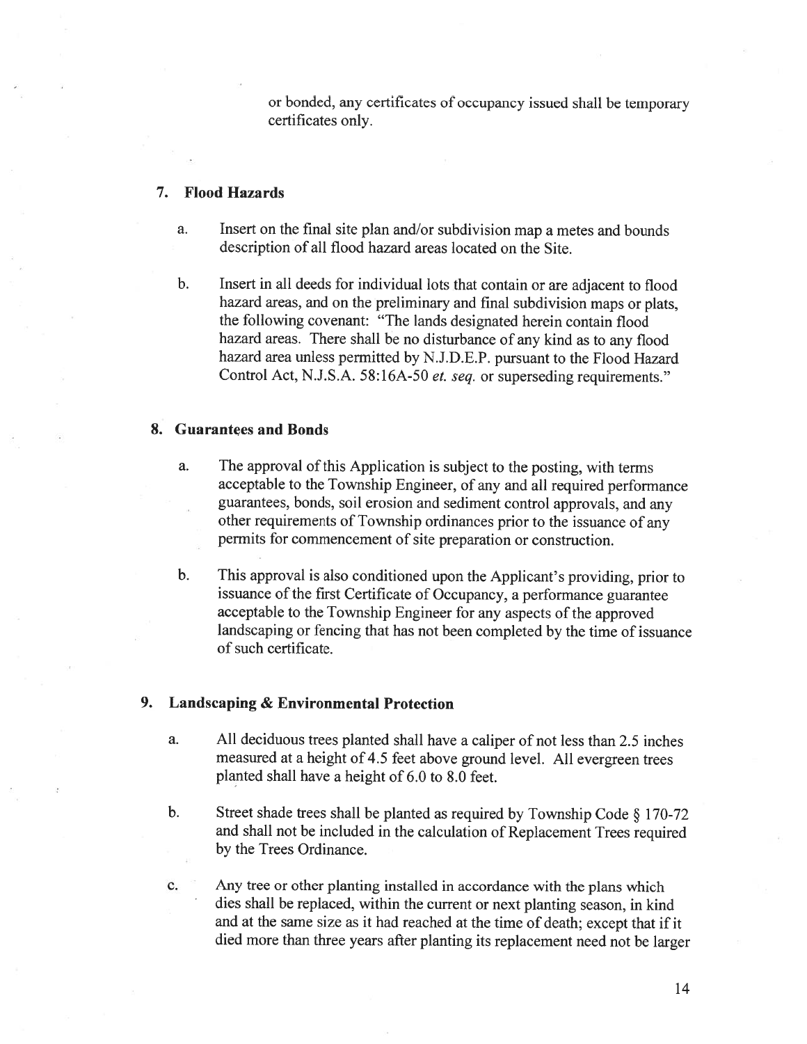or bonded, any certificates of occupancy issued shall be temporary certificates only.

## 7. Flood Hazards

a. Insert on the final site plan and/or subdivision map a metes and bounds description of all flood hazard areas located on the Site.

b. Insert in all deeds for individual lots that contain or are adjacent to flood hazard areas, and on the preliminary and final subdivision maps or plats, the following covenant: "The lands designated herein contain flood hazard areas. There shall be no disturbance of any kind as to any flood hazard area unless permitted by N.J.D.E.P. pursuant to the Flood Hazard Control Act, N.J.S.A. 58:16A-50 *et. seq.* or superseding requirements."

## 8. Guarantees and Bonds

a. The approval of this Application is subject to the posting, with terms acceptable to the Township Engineer, of any and all required performance guarantees, bonds, soil erosion and sediment control approvals, and any other requirements of Township ordinances prior to the issuance of any permits for commencement of site preparation or construction.

b. This approval is also conditioned upon the Applicant's providing, prior to issuance of the first Certificate of Occupancy, a performance guarantee acceptable to the Township Engineer for any aspects of the approved landscaping or fencing that has not been completed by the time of issuance of such certificate.

## 9. Landscaping & Environmental Protection

a. All deciduous trees planted shall have a caliper of not less than 2.5 inches measured at a height of 4.5 feet above ground level. All evergreen trees planted shall have a height of 6.0 to 8.0 feet.

b. Street shade trees shall be planted as required by Township Code § 170-72 and shall not be included in the calculation of Replacement Trees required by the Trees Ordinance.

c. Any tree or other planting installed in accordance with the plans which dies shall be replaced, within the current or next planting season, in kind and at the same size as it had reached at the time of death; except that if it died more than three years after planting its replacement need not be larger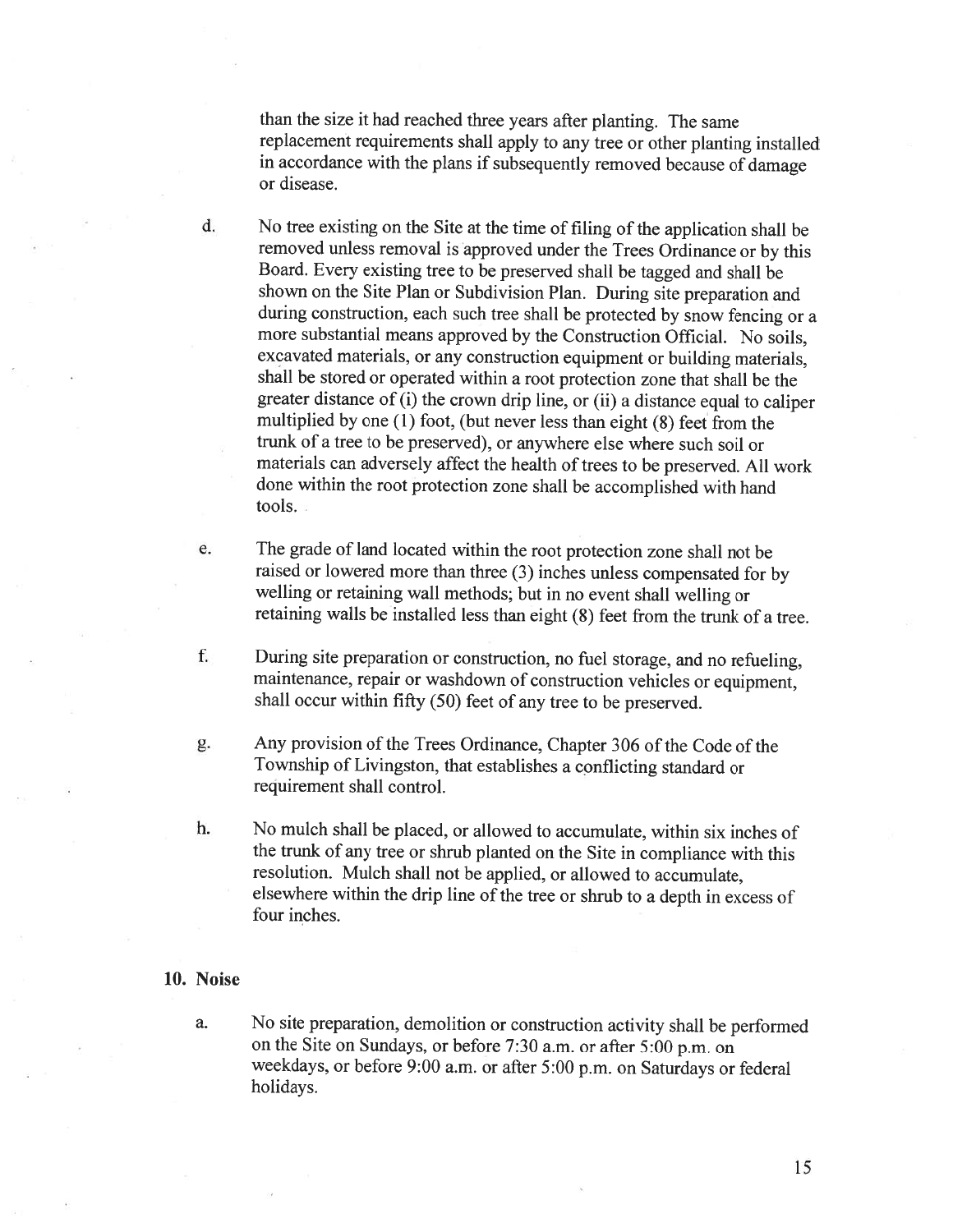than the size it had reached three years after planting. The same replacement requirements shall apply to any tree or other planting installed in accordance with the plans if subsequently removed because of damage or disease.

d. No tree existing on the Site at the time of filing of the application shall be removed unless removal is approved under the Trees Ordinance or by this Board. Every existing tree to be preserved shall be tagged and shall be shown on the Site Plan or Subdivision Plan. During site preparation and during construction, each such tree shall be protected by snow fencing or a more substantial means approved by the Construction Official. No soils, excavated materials, or any construction equipment or building materials, shall be stored or operated within a root protection zone that shall be the greater distance of (i) the crown drip line, or (ii) a distance equal to caliper multiplied by one (1) foot, (but never less than eight (8) feet from the trunk of a tree to be preserved), or anywhere else where such soil or materials can adversely affect the health of trees to be preserved. All work done within the root protection zone shall be accomplished with hand tools.

e. The grade of land located within the root protection zone shall not be raised or lowered more than three (3) inches unless compensated for by welling or retaining wall methods; but in no event shall welling or retaining walls be installed less than eight (8) feet from the trunk of a tree.

f. During site preparation or construction, no fuel storage, and no refueling, maintenance, repair or washdown of construction vehicles or equipment, shall occur within fifty (50) feet of any tree to be preserved.

g. Any provision of the Trees Ordinance, Chapter 306 of the Code of the Township of Livingston, that establishes a conflicting standard or requirement shall control.

h. No mulch shall be placed, or allowed to accumulate, within six inches of the trunk of any tree or shrub planted on the Site in compliance with this resolution. Mulch shall not be applied, or allowed to accumulate, elsewhere within the drip line of the tree or shrub to a depth in excess of four inches.

**10. Noise**

a. No site preparation, demolition or construction activity shall be performed on the Site on Sundays, or before 7:30 a.m. or after 5:00 p.m. on weekdays, or before 9:00 a.m. or after 5:00 p.m. on Saturdays or federal holidays.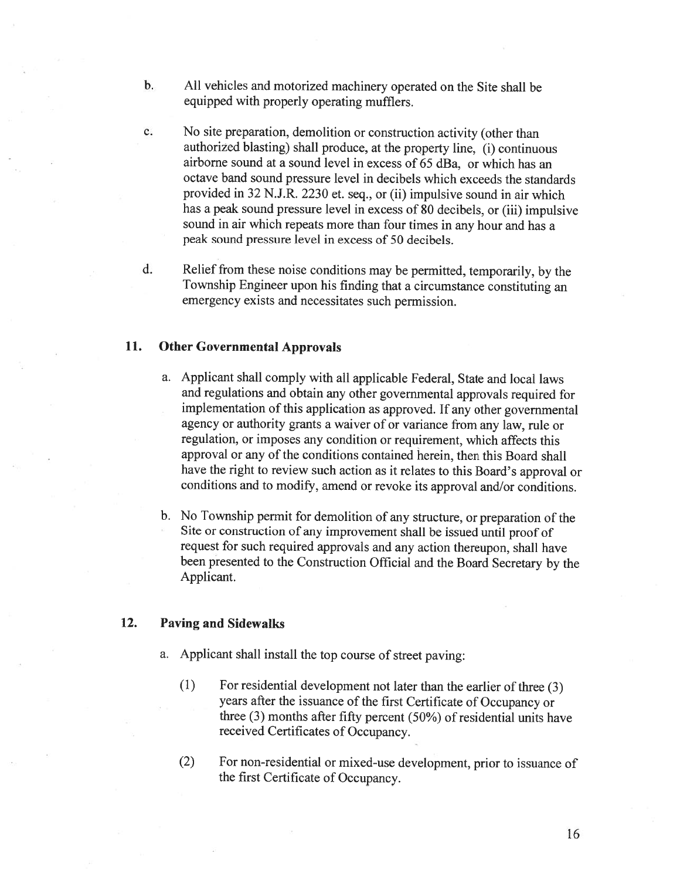b. All vehicles and motorized machinery operated on the Site shall be equipped with properly operating mufflers.

c. No site preparation, demolition or construction activity (other than authorized blasting) shall produce, at the property line, (i) continuous airborne sound at a sound level in excess of 65 dBa, or which has an octave band sound pressure level in decibels which exceeds the standards provided in 32 N.J.R. 2230 et. seq., or (ii) impulsive sound in air which has a peak sound pressure level in excess of 80 decibels, or (iii) impulsive sound in air which repeats more than four times in any hour and has a peak sound pressure level in excess of 50 decibels.

d. Relief from these noise conditions may be permitted, temporarily, by the Township Engineer upon his finding that a circumstance constituting an emergency exists and necessitates such permission.

## 11. Other Governmental Approvals

a. Applicant shall comply with all applicable Federal, State and local laws and regulations and obtain any other governmental approvals required for implementation of this application as approved. If any other governmental agency or authority grants a waiver of or variance from any law, rule or regulation, or imposes any condition or requirement, which affects this approval or any of the conditions contained herein, then this Board shall have the right to review such action as it relates to this Board's approval or conditions and to modify, amend or revoke its approval and/or conditions.

b. No Township permit for demolition of any structure, or preparation of the Site or construction of any improvement shall be issued until proof of request for such required approvals and any action thereupon, shall have been presented to the Construction Official and the Board Secretary by the Applicant.

## 12. Paving and Sidewalks

a. Applicant shall install the top course of street paving:

(1) For residential development not later than the earlier of three (3) years after the issuance of the first Certificate of Occupancy or three (3) months after fifty percent (50%) of residential units have received Certificates of Occupancy.

(2) For non-residential or mixed-use development, prior to issuance of the first Certificate of Occupancy.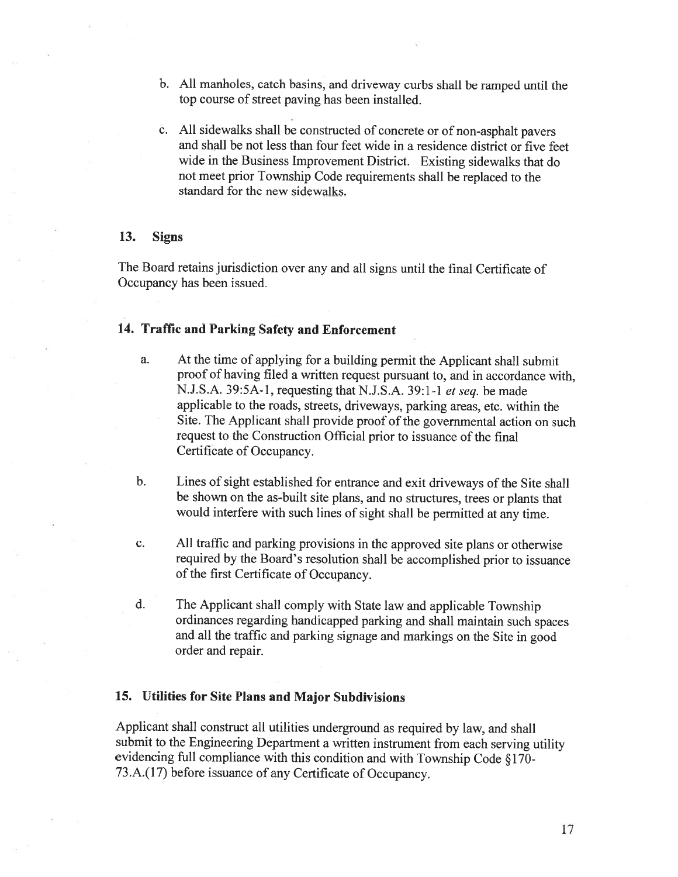b. All manholes, catch basins, and driveway curbs shall be ramped until the top course of street paving has been installed.

c. All sidewalks shall be constructed of concrete or of non-asphalt pavers and shall be not less than four feet wide in a residence district or five feet wide in the Business Improvement District. Existing sidewalks that do not meet prior Township Code requirements shall be replaced to the standard for the new sidewalks.

### 13. Signs

The Board retains jurisdiction over any and all signs until the final Certificate of Occupancy has been issued.

### 14. Traffic and Parking Safety and Enforcement

a. At the time of applying for a building permit the Applicant shall submit proof of having filed a written request pursuant to, and in accordance with, N.J.S.A. 39:5A-1, requesting that N.J.S.A. 39:1-1 *et seq.* be made applicable to the roads, streets, driveways, parking areas, etc. within the Site. The Applicant shall provide proof of the governmental action on such request to the Construction Official prior to issuance of the final Certificate of Occupancy.

b. Lines of sight established for entrance and exit driveways of the Site shall be shown on the as-built site plans, and no structures, trees or plants that would interfere with such lines of sight shall be permitted at any time.

c. All traffic and parking provisions in the approved site plans or otherwise required by the Board's resolution shall be accomplished prior to issuance of the first Certificate of Occupancy.

d. The Applicant shall comply with State law and applicable Township ordinances regarding handicapped parking and shall maintain such spaces and all the traffic and parking signage and markings on the Site in good order and repair.

### 15. Utilities for Site Plans and Major Subdivisions

Applicant shall construct all utilities underground as required by law, and shall submit to the Engineering Department a written instrument from each serving utility evidencing full compliance with this condition and with Township Code §170-73.A.(17) before issuance of any Certificate of Occupancy.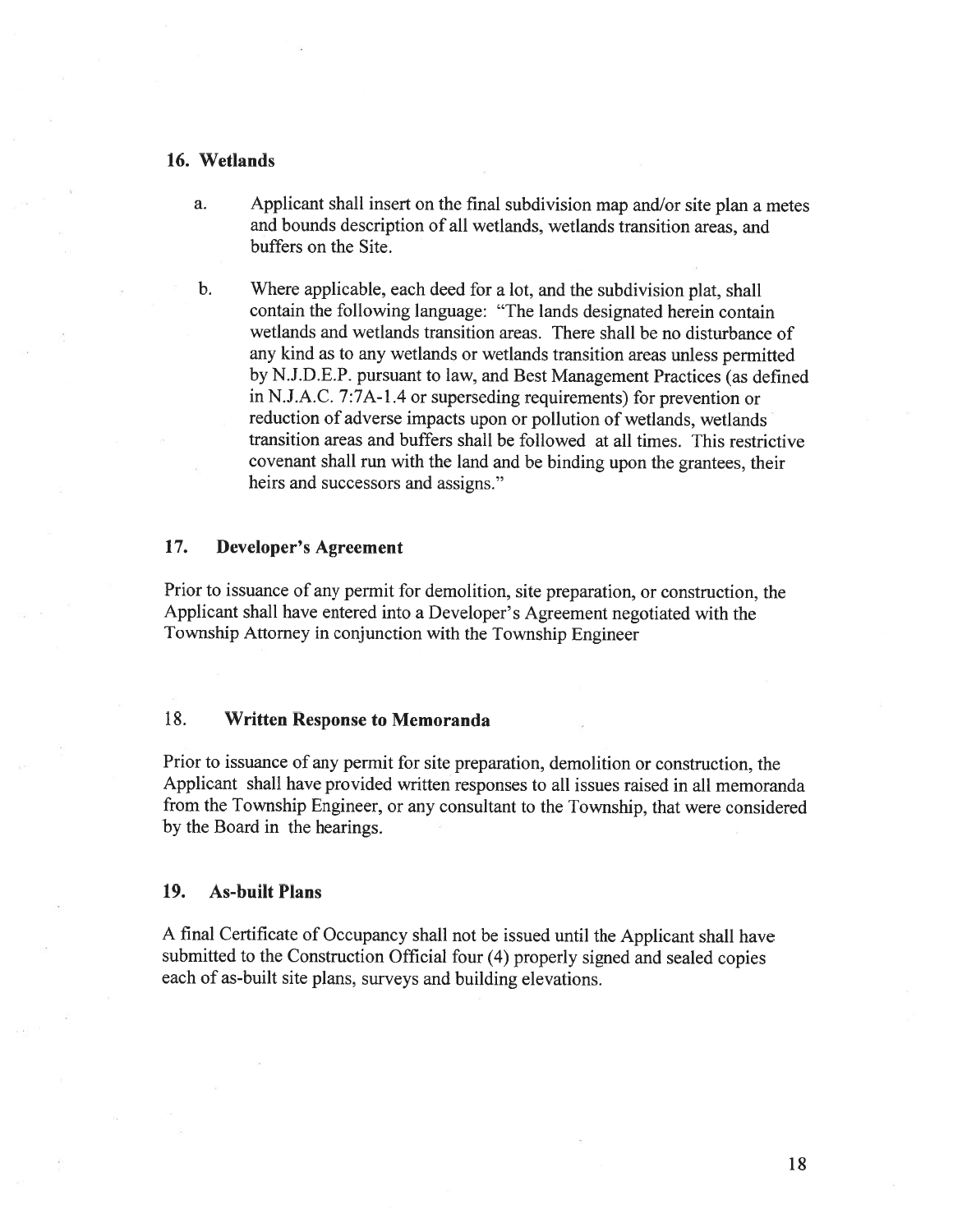### 16. Wetlands

a. Applicant shall insert on the final subdivision map and/or site plan a metes and bounds description of all wetlands, wetlands transition areas, and buffers on the Site.

b. Where applicable, each deed for a lot, and the subdivision plat, shall contain the following language: "The lands designated herein contain wetlands and wetlands transition areas. There shall be no disturbance of any kind as to any wetlands or wetlands transition areas unless permitted by N.J.D.E.P. pursuant to law, and Best Management Practices (as defined in N.J.A.C. 7:7A-1.4 or superseding requirements) for prevention or reduction of adverse impacts upon or pollution of wetlands, wetlands transition areas and buffers shall be followed at all times. This restrictive covenant shall run with the land and be binding upon the grantees, their heirs and successors and assigns."

### 17. Developer's Agreement

Prior to issuance of any permit for demolition, site preparation, or construction, the Applicant shall have entered into a Developer's Agreement negotiated with the Township Attorney in conjunction with the Township Engineer

### 18. Written Response to Memoranda

Prior to issuance of any permit for site preparation, demolition or construction, the Applicant shall have provided written responses to all issues raised in all memoranda from the Township Engineer, or any consultant to the Township, that were considered by the Board in the hearings.

### 19. As-built Plans

A final Certificate of Occupancy shall not be issued until the Applicant shall have submitted to the Construction Official four (4) properly signed and sealed copies each of as-built site plans, surveys and building elevations.